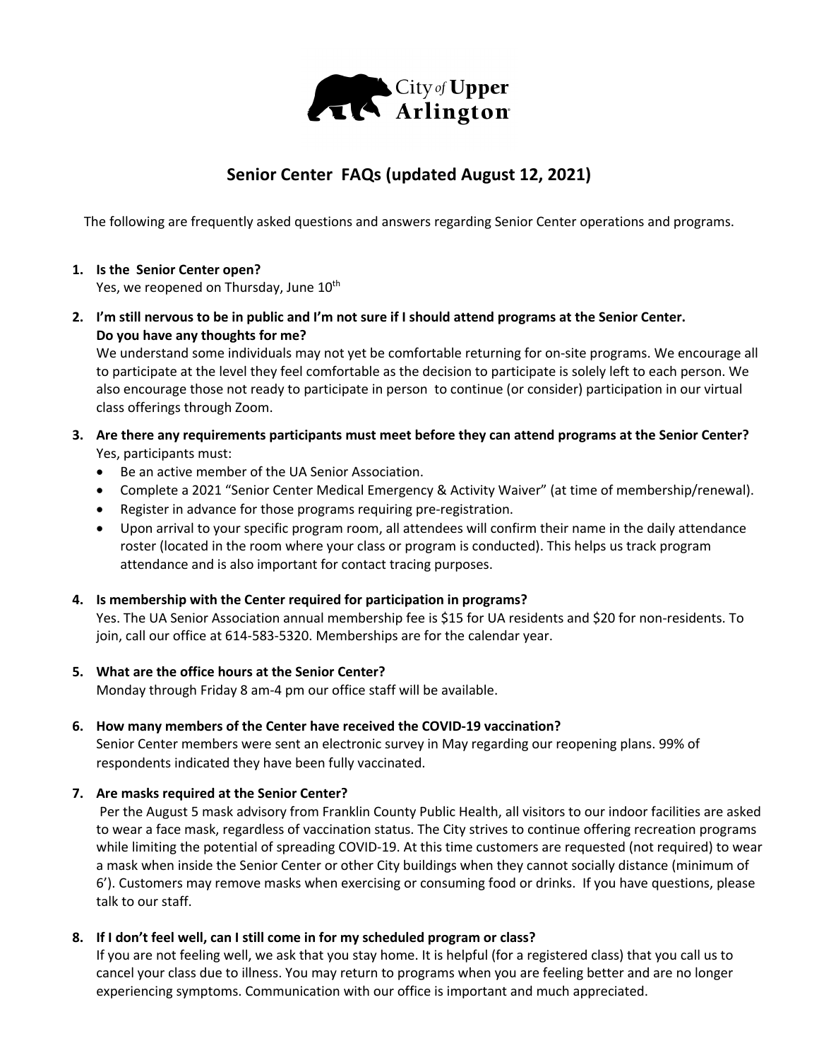City of Upper Arlington

# Senior Center FAQs (updated August 12, 2021)

The following are frequently asked questions and answers regarding Senior Center operations and programs.

1. **Is the Senior Center open?**
   Yes, we reopened on Thursday, June 10th

2. **I'm still nervous to be in public and I'm not sure if I should attend programs at the Senior Center. Do you have any thoughts for me?**
   We understand some individuals may not yet be comfortable returning for on-site programs. We encourage all to participate at the level they feel comfortable as the decision to participate is solely left to each person. We also encourage those not ready to participate in person to continue (or consider) participation in our virtual class offerings through Zoom.

3. **Are there any requirements participants must meet before they can attend programs at the Senior Center?**
   Yes, participants must:
   - Be an active member of the UA Senior Association.
   - Complete a 2021 "Senior Center Medical Emergency & Activity Waiver" (at time of membership/renewal).
   - Register in advance for those programs requiring pre-registration.
   - Upon arrival to your specific program room, all attendees will confirm their name in the daily attendance roster (located in the room where your class or program is conducted). This helps us track program attendance and is also important for contact tracing purposes.

4. **Is membership with the Center required for participation in programs?**
   Yes. The UA Senior Association annual membership fee is $15 for UA residents and $20 for non-residents. To join, call our office at 614-583-5320. Memberships are for the calendar year.

5. **What are the office hours at the Senior Center?**
   Monday through Friday 8 am-4 pm our office staff will be available.

6. **How many members of the Center have received the COVID-19 vaccination?**
   Senior Center members were sent an electronic survey in May regarding our reopening plans. 99% of respondents indicated they have been fully vaccinated.

7. **Are masks required at the Senior Center?**
   Per the August 5 mask advisory from Franklin County Public Health, all visitors to our indoor facilities are asked to wear a face mask, regardless of vaccination status. The City strives to continue offering recreation programs while limiting the potential of spreading COVID-19. At this time customers are requested (not required) to wear a mask when inside the Senior Center or other City buildings when they cannot socially distance (minimum of 6'). Customers may remove masks when exercising or consuming food or drinks. If you have questions, please talk to our staff.

8. **If I don't feel well, can I still come in for my scheduled program or class?**
   If you are not feeling well, we ask that you stay home. It is helpful (for a registered class) that you call us to cancel your class due to illness. You may return to programs when you are feeling better and are no longer experiencing symptoms. Communication with our office is important and much appreciated.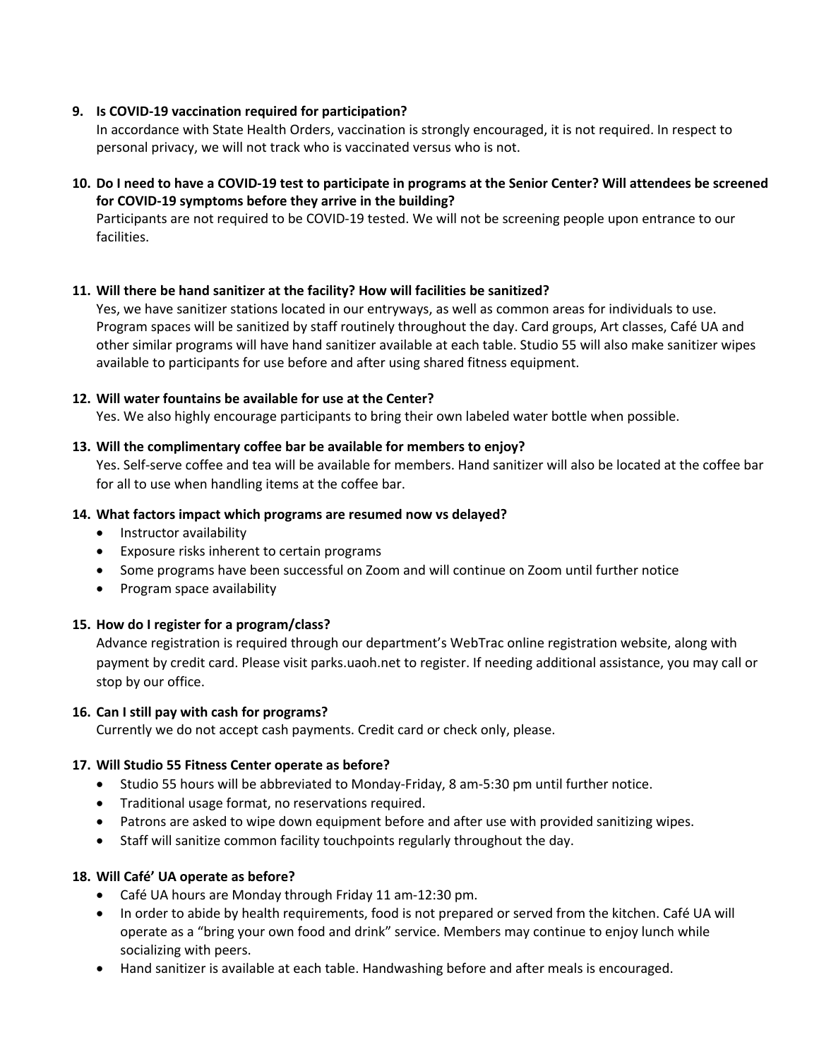**9. Is COVID-19 vaccination required for participation?**

In accordance with State Health Orders, vaccination is strongly encouraged, it is not required. In respect to personal privacy, we will not track who is vaccinated versus who is not.

**10. Do I need to have a COVID-19 test to participate in programs at the Senior Center? Will attendees be screened for COVID-19 symptoms before they arrive in the building?**

Participants are not required to be COVID-19 tested. We will not be screening people upon entrance to our facilities.

**11. Will there be hand sanitizer at the facility? How will facilities be sanitized?**

Yes, we have sanitizer stations located in our entryways, as well as common areas for individuals to use. Program spaces will be sanitized by staff routinely throughout the day. Card groups, Art classes, Café UA and other similar programs will have hand sanitizer available at each table. Studio 55 will also make sanitizer wipes available to participants for use before and after using shared fitness equipment.

**12. Will water fountains be available for use at the Center?**

Yes. We also highly encourage participants to bring their own labeled water bottle when possible.

**13. Will the complimentary coffee bar be available for members to enjoy?**

Yes. Self-serve coffee and tea will be available for members. Hand sanitizer will also be located at the coffee bar for all to use when handling items at the coffee bar.

**14. What factors impact which programs are resumed now vs delayed?**

- Instructor availability
- Exposure risks inherent to certain programs
- Some programs have been successful on Zoom and will continue on Zoom until further notice
- Program space availability

**15. How do I register for a program/class?**

Advance registration is required through our department's WebTrac online registration website, along with payment by credit card. Please visit parks.uaoh.net to register. If needing additional assistance, you may call or stop by our office.

**16. Can I still pay with cash for programs?**

Currently we do not accept cash payments. Credit card or check only, please.

**17. Will Studio 55 Fitness Center operate as before?**

- Studio 55 hours will be abbreviated to Monday-Friday, 8 am-5:30 pm until further notice.
- Traditional usage format, no reservations required.
- Patrons are asked to wipe down equipment before and after use with provided sanitizing wipes.
- Staff will sanitize common facility touchpoints regularly throughout the day.

**18. Will Café' UA operate as before?**

- Café UA hours are Monday through Friday 11 am-12:30 pm.
- In order to abide by health requirements, food is not prepared or served from the kitchen. Café UA will operate as a "bring your own food and drink" service. Members may continue to enjoy lunch while socializing with peers.
- Hand sanitizer is available at each table. Handwashing before and after meals is encouraged.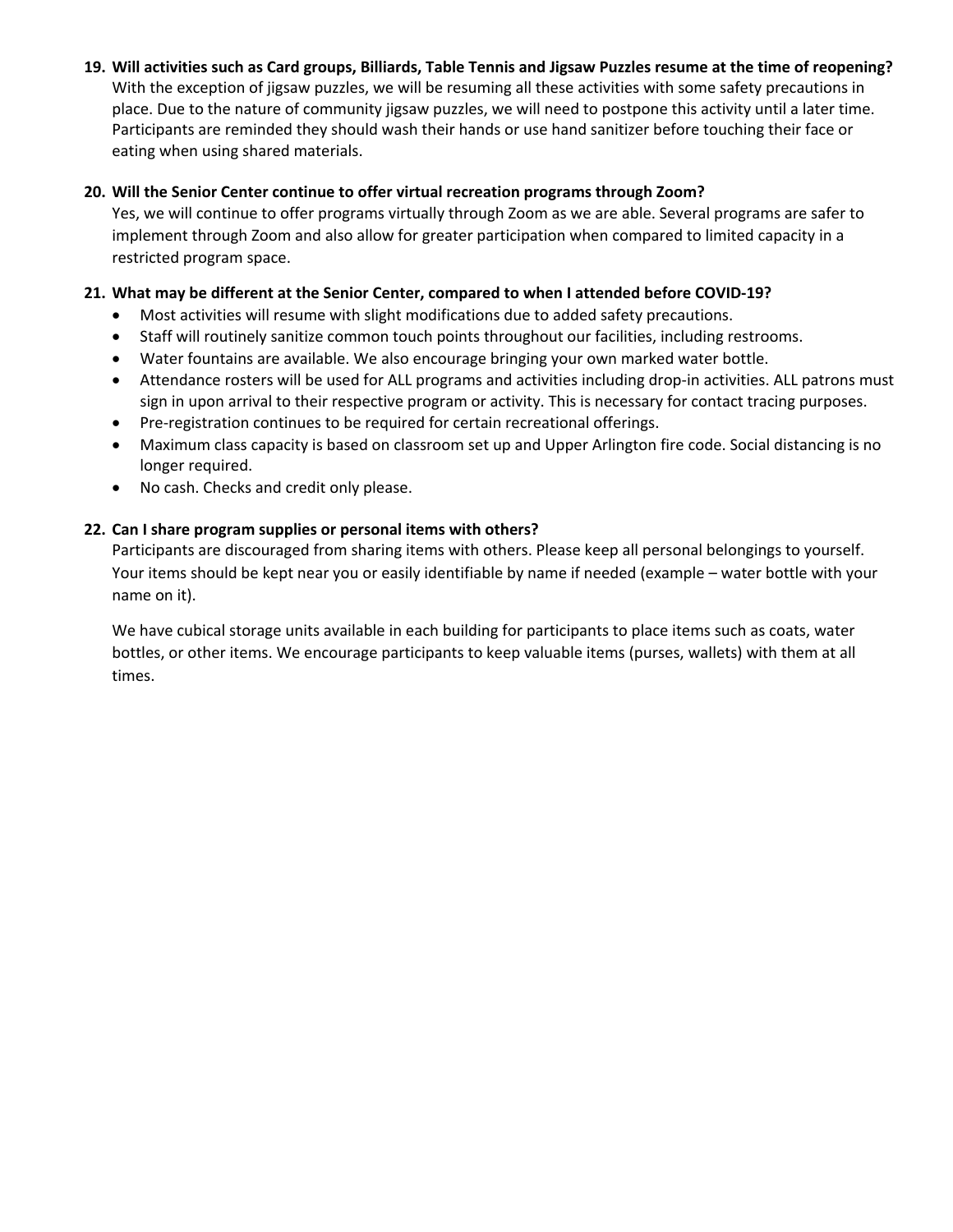**19. Will activities such as Card groups, Billiards, Table Tennis and Jigsaw Puzzles resume at the time of reopening?**

With the exception of jigsaw puzzles, we will be resuming all these activities with some safety precautions in place. Due to the nature of community jigsaw puzzles, we will need to postpone this activity until a later time. Participants are reminded they should wash their hands or use hand sanitizer before touching their face or eating when using shared materials.

**20. Will the Senior Center continue to offer virtual recreation programs through Zoom?**

Yes, we will continue to offer programs virtually through Zoom as we are able. Several programs are safer to implement through Zoom and also allow for greater participation when compared to limited capacity in a restricted program space.

**21. What may be different at the Senior Center, compared to when I attended before COVID-19?**

- Most activities will resume with slight modifications due to added safety precautions.
- Staff will routinely sanitize common touch points throughout our facilities, including restrooms.
- Water fountains are available. We also encourage bringing your own marked water bottle.
- Attendance rosters will be used for ALL programs and activities including drop-in activities. ALL patrons must sign in upon arrival to their respective program or activity. This is necessary for contact tracing purposes.
- Pre-registration continues to be required for certain recreational offerings.
- Maximum class capacity is based on classroom set up and Upper Arlington fire code. Social distancing is no longer required.
- No cash. Checks and credit only please.

**22. Can I share program supplies or personal items with others?**

Participants are discouraged from sharing items with others. Please keep all personal belongings to yourself. Your items should be kept near you or easily identifiable by name if needed (example – water bottle with your name on it).

We have cubical storage units available in each building for participants to place items such as coats, water bottles, or other items. We encourage participants to keep valuable items (purses, wallets) with them at all times.